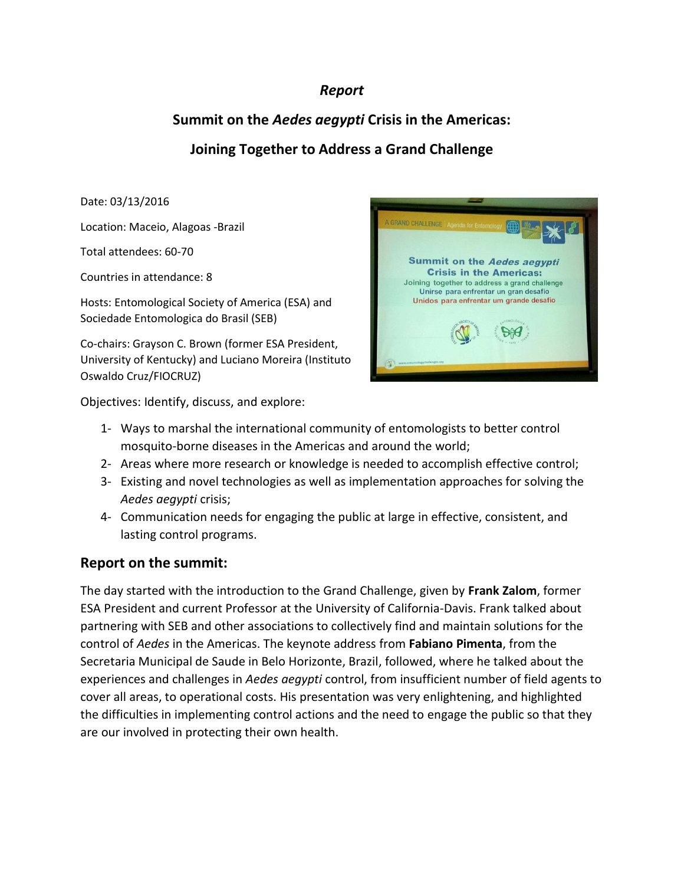*Report*

# Summit on the *Aedes aegypti* Crisis in the Americas:

# Joining Together to Address a Grand Challenge

Date: 03/13/2016

Location: Maceio, Alagoas -Brazil

Total attendees: 60-70

Countries in attendance: 8

Hosts: Entomological Society of America (ESA) and Sociedade Entomologica do Brasil (SEB)

Co-chairs: Grayson C. Brown (former ESA President, University of Kentucky) and Luciano Moreira (Instituto Oswaldo Cruz/FIOCRUZ)

Objectives: Identify, discuss, and explore:

1- Ways to marshal the international community of entomologists to better control mosquito-borne diseases in the Americas and around the world;
2- Areas where more research or knowledge is needed to accomplish effective control;
3- Existing and novel technologies as well as implementation approaches for solving the *Aedes aegypti* crisis;
4- Communication needs for engaging the public at large in effective, consistent, and lasting control programs.

## Report on the summit:

The day started with the introduction to the Grand Challenge, given by **Frank Zalom**, former ESA President and current Professor at the University of California-Davis. Frank talked about partnering with SEB and other associations to collectively find and maintain solutions for the control of *Aedes* in the Americas. The keynote address from **Fabiano Pimenta**, from the Secretaria Municipal de Saude in Belo Horizonte, Brazil, followed, where he talked about the experiences and challenges in *Aedes aegypti* control, from insufficient number of field agents to cover all areas, to operational costs. His presentation was very enlightening, and highlighted the difficulties in implementing control actions and the need to engage the public so that they are our involved in protecting their own health.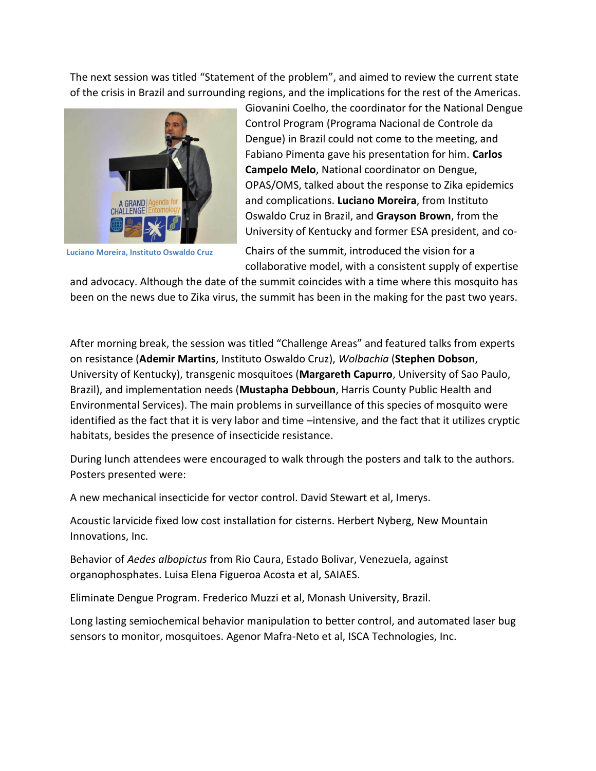The next session was titled "Statement of the problem", and aimed to review the current state of the crisis in Brazil and surrounding regions, and the implications for the rest of the Americas. Giovanini Coelho, the coordinator for the National Dengue Control Program (Programa Nacional de Controle da Dengue) in Brazil could not come to the meeting, and Fabiano Pimenta gave his presentation for him. **Carlos Campelo Melo**, National coordinator on Dengue, OPAS/OMS, talked about the response to Zika epidemics and complications. **Luciano Moreira**, from Instituto Oswaldo Cruz in Brazil, and **Grayson Brown**, from the University of Kentucky and former ESA president, and co-Chairs of the summit, introduced the vision for a collaborative model, with a consistent supply of expertise and advocacy. Although the date of the summit coincides with a time where this mosquito has been on the news due to Zika virus, the summit has been in the making for the past two years.

Luciano Moreira, Instituto Oswaldo Cruz

After morning break, the session was titled "Challenge Areas" and featured talks from experts on resistance (**Ademir Martins**, Instituto Oswaldo Cruz), *Wolbachia* (**Stephen Dobson**, University of Kentucky), transgenic mosquitoes (**Margareth Capurro**, University of Sao Paulo, Brazil), and implementation needs (**Mustapha Debboun**, Harris County Public Health and Environmental Services). The main problems in surveillance of this species of mosquito were identified as the fact that it is very labor and time –intensive, and the fact that it utilizes cryptic habitats, besides the presence of insecticide resistance.

During lunch attendees were encouraged to walk through the posters and talk to the authors. Posters presented were:

A new mechanical insecticide for vector control. David Stewart et al, Imerys.

Acoustic larvicide fixed low cost installation for cisterns. Herbert Nyberg, New Mountain Innovations, Inc.

Behavior of *Aedes albopictus* from Rio Caura, Estado Bolivar, Venezuela, against organophosphates. Luisa Elena Figueroa Acosta et al, SAIAES.

Eliminate Dengue Program. Frederico Muzzi et al, Monash University, Brazil.

Long lasting semiochemical behavior manipulation to better control, and automated laser bug sensors to monitor, mosquitoes. Agenor Mafra-Neto et al, ISCA Technologies, Inc.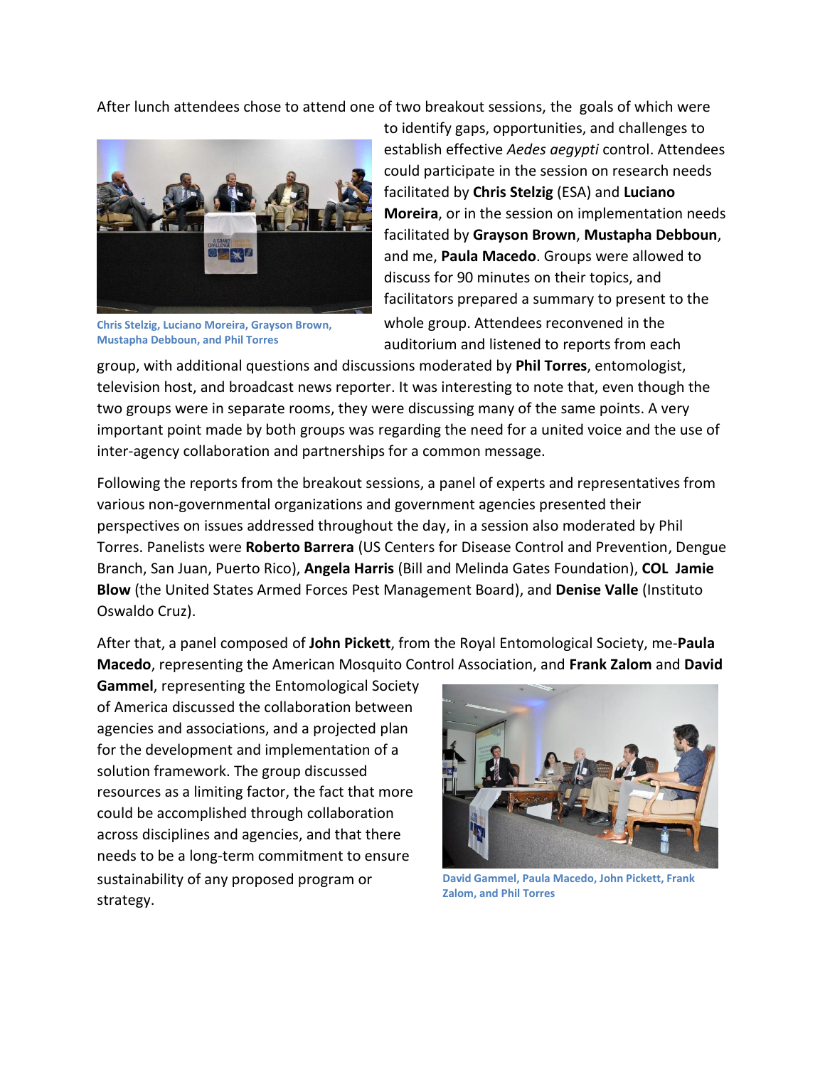After lunch attendees chose to attend one of two breakout sessions, the goals of which were to identify gaps, opportunities, and challenges to establish effective *Aedes aegypti* control. Attendees could participate in the session on research needs facilitated by **Chris Stelzig** (ESA) and **Luciano Moreira**, or in the session on implementation needs facilitated by **Grayson Brown**, **Mustapha Debboun**, and me, **Paula Macedo**. Groups were allowed to discuss for 90 minutes on their topics, and facilitators prepared a summary to present to the whole group. Attendees reconvened in the auditorium and listened to reports from each group, with additional questions and discussions moderated by **Phil Torres**, entomologist, television host, and broadcast news reporter. It was interesting to note that, even though the two groups were in separate rooms, they were discussing many of the same points. A very important point made by both groups was regarding the need for a united voice and the use of inter-agency collaboration and partnerships for a common message.

Chris Stelzig, Luciano Moreira, Grayson Brown, Mustapha Debboun, and Phil Torres

Following the reports from the breakout sessions, a panel of experts and representatives from various non-governmental organizations and government agencies presented their perspectives on issues addressed throughout the day, in a session also moderated by Phil Torres. Panelists were **Roberto Barrera** (US Centers for Disease Control and Prevention, Dengue Branch, San Juan, Puerto Rico), **Angela Harris** (Bill and Melinda Gates Foundation), **COL Jamie Blow** (the United States Armed Forces Pest Management Board), and **Denise Valle** (Instituto Oswaldo Cruz).

After that, a panel composed of **John Pickett**, from the Royal Entomological Society, me-**Paula Macedo**, representing the American Mosquito Control Association, and **Frank Zalom** and **David Gammel**, representing the Entomological Society of America discussed the collaboration between agencies and associations, and a projected plan for the development and implementation of a solution framework. The group discussed resources as a limiting factor, the fact that more could be accomplished through collaboration across disciplines and agencies, and that there needs to be a long-term commitment to ensure sustainability of any proposed program or strategy.

David Gammel, Paula Macedo, John Pickett, Frank Zalom, and Phil Torres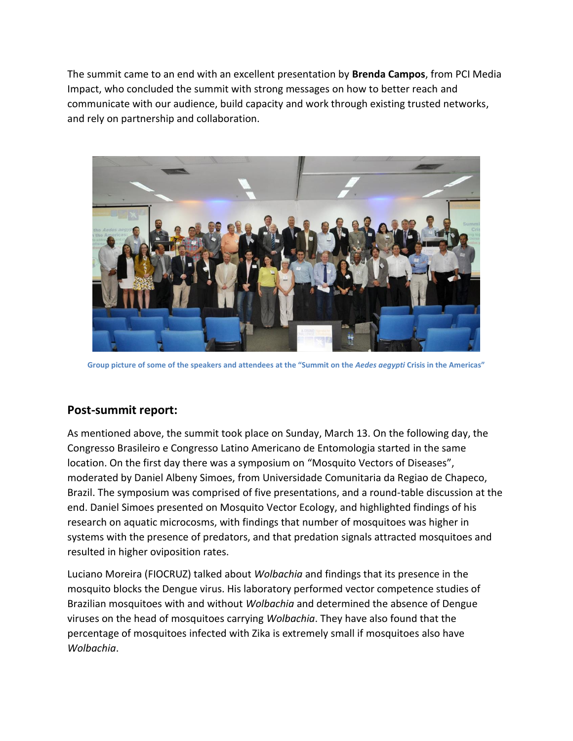The summit came to an end with an excellent presentation by **Brenda Campos**, from PCI Media Impact, who concluded the summit with strong messages on how to better reach and communicate with our audience, build capacity and work through existing trusted networks, and rely on partnership and collaboration.

**Group picture of some of the speakers and attendees at the "Summit on the *Aedes aegypti* Crisis in the Americas"**

## Post-summit report:

As mentioned above, the summit took place on Sunday, March 13. On the following day, the Congresso Brasileiro e Congresso Latino Americano de Entomologia started in the same location. On the first day there was a symposium on "Mosquito Vectors of Diseases", moderated by Daniel Albeny Simoes, from Universidade Comunitaria da Regiao de Chapeco, Brazil. The symposium was comprised of five presentations, and a round-table discussion at the end. Daniel Simoes presented on Mosquito Vector Ecology, and highlighted findings of his research on aquatic microcosms, with findings that number of mosquitoes was higher in systems with the presence of predators, and that predation signals attracted mosquitoes and resulted in higher oviposition rates.

Luciano Moreira (FIOCRUZ) talked about *Wolbachia* and findings that its presence in the mosquito blocks the Dengue virus. His laboratory performed vector competence studies of Brazilian mosquitoes with and without *Wolbachia* and determined the absence of Dengue viruses on the head of mosquitoes carrying *Wolbachia*. They have also found that the percentage of mosquitoes infected with Zika is extremely small if mosquitoes also have *Wolbachia*.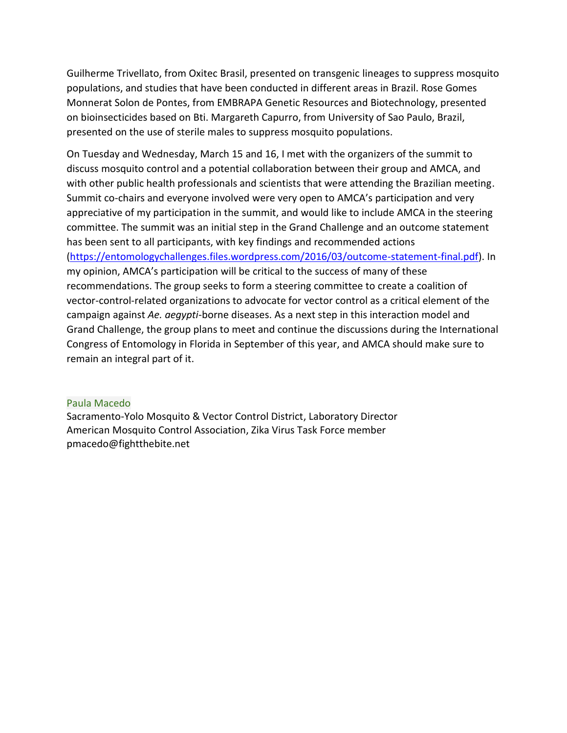Guilherme Trivellato, from Oxitec Brasil, presented on transgenic lineages to suppress mosquito populations, and studies that have been conducted in different areas in Brazil. Rose Gomes Monnerat Solon de Pontes, from EMBRAPA Genetic Resources and Biotechnology, presented on bioinsecticides based on Bti. Margareth Capurro, from University of Sao Paulo, Brazil, presented on the use of sterile males to suppress mosquito populations.

On Tuesday and Wednesday, March 15 and 16, I met with the organizers of the summit to discuss mosquito control and a potential collaboration between their group and AMCA, and with other public health professionals and scientists that were attending the Brazilian meeting. Summit co-chairs and everyone involved were very open to AMCA's participation and very appreciative of my participation in the summit, and would like to include AMCA in the steering committee. The summit was an initial step in the Grand Challenge and an outcome statement has been sent to all participants, with key findings and recommended actions (https://entomologychallenges.files.wordpress.com/2016/03/outcome-statement-final.pdf). In my opinion, AMCA's participation will be critical to the success of many of these recommendations. The group seeks to form a steering committee to create a coalition of vector-control-related organizations to advocate for vector control as a critical element of the campaign against *Ae. aegypti*-borne diseases. As a next step in this interaction model and Grand Challenge, the group plans to meet and continue the discussions during the International Congress of Entomology in Florida in September of this year, and AMCA should make sure to remain an integral part of it.

Paula Macedo
Sacramento-Yolo Mosquito & Vector Control District, Laboratory Director
American Mosquito Control Association, Zika Virus Task Force member
pmacedo@fightthebite.net